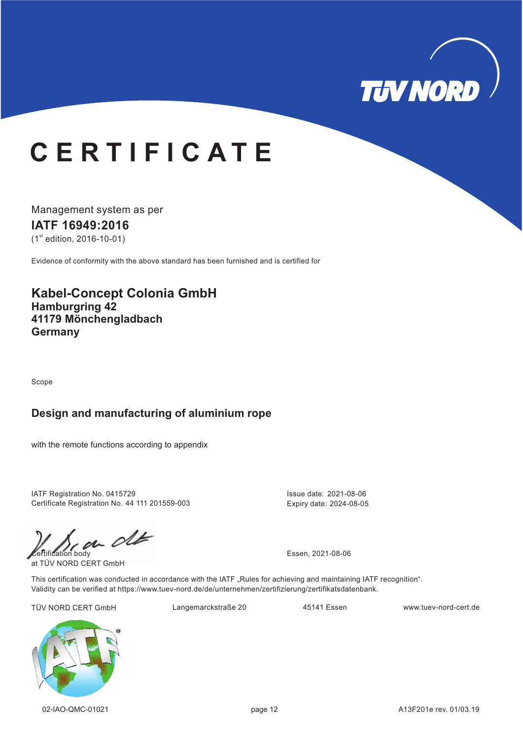# CERTIFICATE

Management system as per

**IATF 16949:2016**

(1st edition, 2016-10-01)

Evidence of conformity with the above standard has been furnished and is certified for

**Kabel-Concept Colonia GmbH**
**Hamburgring 42**
**41179 Mönchengladbach**
**Germany**

Scope

**Design and manufacturing of aluminium rope**

with the remote functions according to appendix

IATF Registration No. 0415729
Certificate Registration No. 44 111 201559-003

Issue date: 2021-08-06
Expiry date: 2024-08-05

Certification body
at TÜV NORD CERT GmbH

Essen, 2021-08-06

This certification was conducted in accordance with the IATF „Rules for achieving and maintaining IATF recognition".
Validity can be verified at https://www.tuev-nord.de/de/unternehmen/zertifizierung/zertifikatsdatenbank.

TÜV NORD CERT GmbH  Langemarckstraße 20  45141 Essen  www.tuev-nord-cert.de

02-IAO-QMC-01021  A13F201e rev. 01/03.19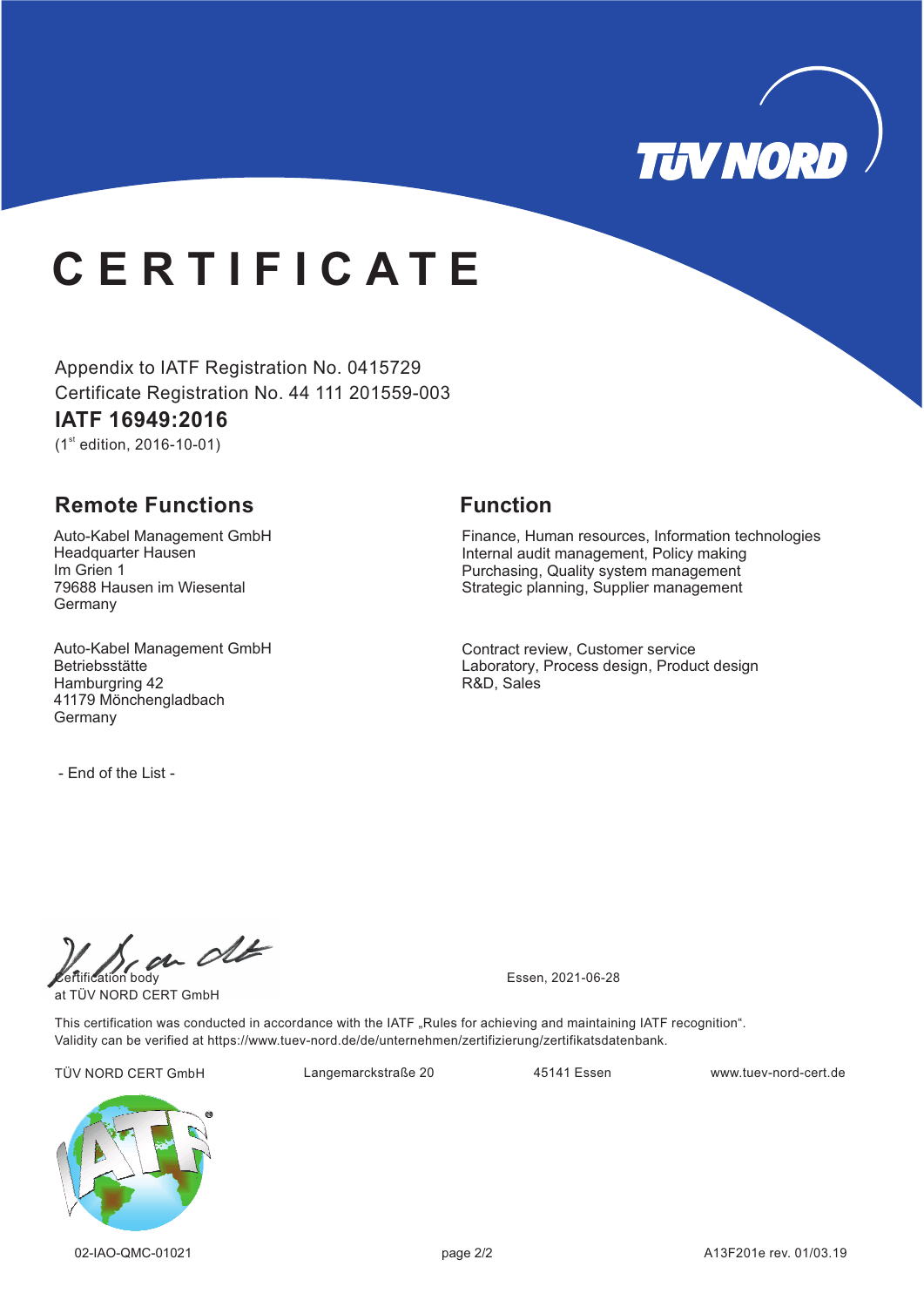TÜV NORD

# CERTIFICATE

Appendix to IATF Registration No. 0415729
Certificate Registration No. 44 111 201559-003

## IATF 16949:2016

(1[st] edition, 2016-10-01)

| Remote Functions | Function |
| --- | --- |
| Auto-Kabel Management GmbH<br>Headquarter Hausen<br>Im Grien 1<br>79688 Hausen im Wiesental<br>Germany | Finance, Human resources, Information technologies<br>Internal audit management, Policy making<br>Purchasing, Quality system management<br>Strategic planning, Supplier management |
| Auto-Kabel Management GmbH<br>Betriebsstätte<br>Hamburgring 42<br>41179 Mönchengladbach<br>Germany | Contract review, Customer service<br>Laboratory, Process design, Product design<br>R&D, Sales |

- End of the List -

Certification body
at TÜV NORD CERT GmbH

Essen, 2021-06-28

This certification was conducted in accordance with the IATF „Rules for achieving and maintaining IATF recognition".
Validity can be verified at https://www.tuev-nord.de/de/unternehmen/zertifizierung/zertifikatsdatenbank.

TÜV NORD CERT GmbH    Langemarckstraße 20    45141 Essen    www.tuev-nord-cert.de

02-IAO-QMC-01021    A13F201e rev. 01/03.19